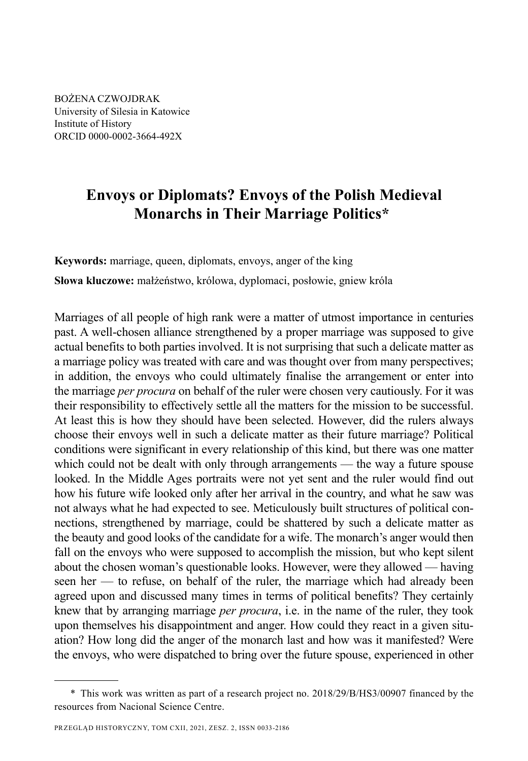BOŻENA CZWOJDRAK
University of Silesia in Katowice
Institute of History
ORCID 0000-0002-3664-492X

# Envoys or Diplomats? Envoys of the Polish Medieval Monarchs in Their Marriage Politics*

**Keywords:** marriage, queen, diplomats, envoys, anger of the king

**Słowa kluczowe:** małżeństwo, królowa, dyplomaci, posłowie, gniew króla

Marriages of all people of high rank were a matter of utmost importance in centuries past. A well-chosen alliance strengthened by a proper marriage was supposed to give actual benefits to both parties involved. It is not surprising that such a delicate matter as a marriage policy was treated with care and was thought over from many perspectives; in addition, the envoys who could ultimately finalise the arrangement or enter into the marriage *per procura* on behalf of the ruler were chosen very cautiously. For it was their responsibility to effectively settle all the matters for the mission to be successful. At least this is how they should have been selected. However, did the rulers always choose their envoys well in such a delicate matter as their future marriage? Political conditions were significant in every relationship of this kind, but there was one matter which could not be dealt with only through arrangements — the way a future spouse looked. In the Middle Ages portraits were not yet sent and the ruler would find out how his future wife looked only after her arrival in the country, and what he saw was not always what he had expected to see. Meticulously built structures of political connections, strengthened by marriage, could be shattered by such a delicate matter as the beauty and good looks of the candidate for a wife. The monarch's anger would then fall on the envoys who were supposed to accomplish the mission, but who kept silent about the chosen woman's questionable looks. However, were they allowed — having seen her — to refuse, on behalf of the ruler, the marriage which had already been agreed upon and discussed many times in terms of political benefits? They certainly knew that by arranging marriage *per procura*, i.e. in the name of the ruler, they took upon themselves his disappointment and anger. How could they react in a given situation? How long did the anger of the monarch last and how was it manifested? Were the envoys, who were dispatched to bring over the future spouse, experienced in other

* This work was written as part of a research project no. 2018/29/B/HS3/00907 financed by the resources from Nacional Science Centre.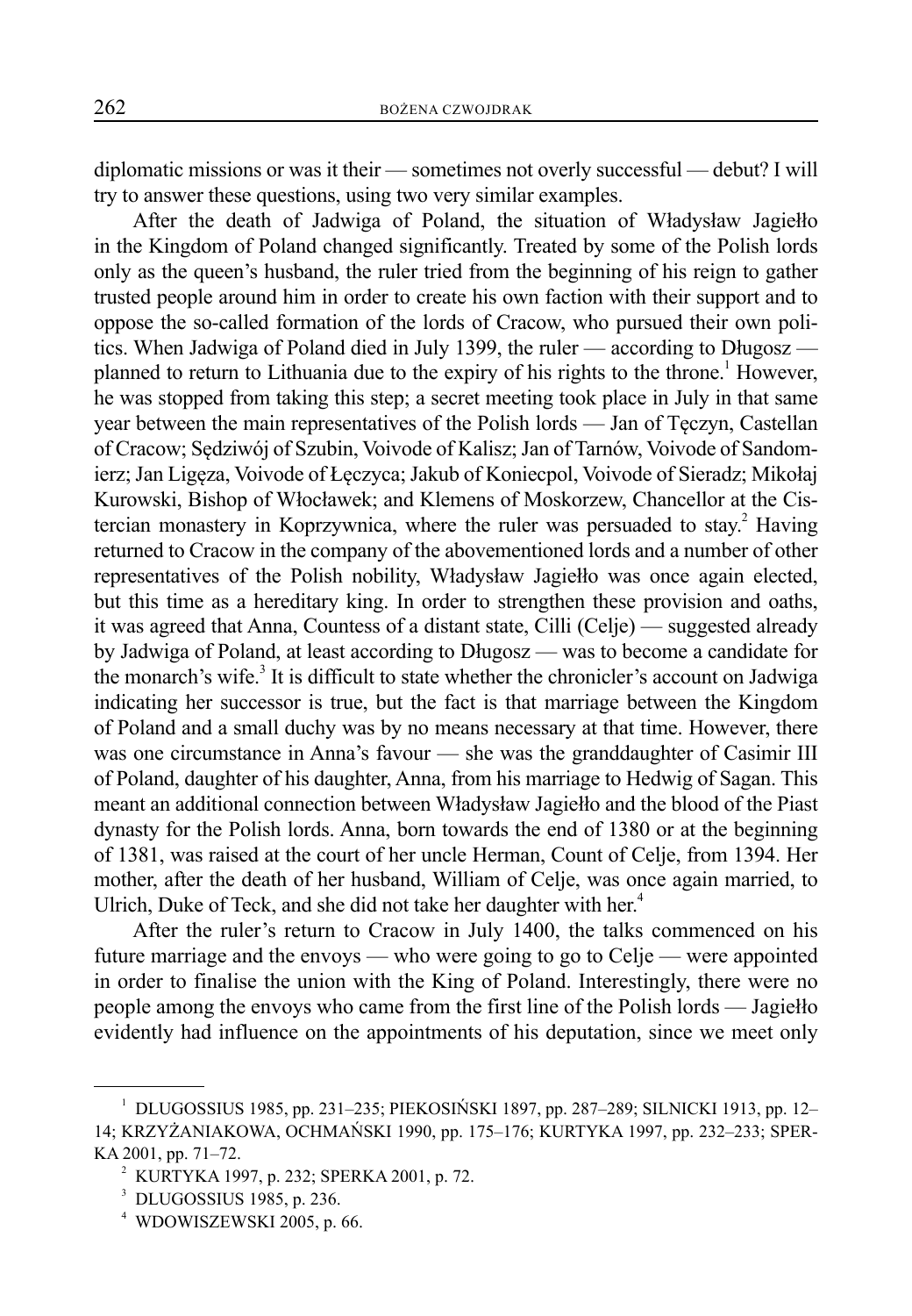diplomatic missions or was it their — sometimes not overly successful — debut? I will try to answer these questions, using two very similar examples.

After the death of Jadwiga of Poland, the situation of Władysław Jagiełło in the Kingdom of Poland changed significantly. Treated by some of the Polish lords only as the queen's husband, the ruler tried from the beginning of his reign to gather trusted people around him in order to create his own faction with their support and to oppose the so-called formation of the lords of Cracow, who pursued their own politics. When Jadwiga of Poland died in July 1399, the ruler — according to Długosz — planned to return to Lithuania due to the expiry of his rights to the throne.[1] However, he was stopped from taking this step; a secret meeting took place in July in that same year between the main representatives of the Polish lords — Jan of Tęczyn, Castellan of Cracow; Sędziwój of Szubin, Voivode of Kalisz; Jan of Tarnów, Voivode of Sandomierz; Jan Ligęza, Voivode of Łęczyca; Jakub of Koniecpol, Voivode of Sieradz; Mikołaj Kurowski, Bishop of Włocławek; and Klemens of Moskorzew, Chancellor at the Cistercian monastery in Koprzywnica, where the ruler was persuaded to stay.[2] Having returned to Cracow in the company of the abovementioned lords and a number of other representatives of the Polish nobility, Władysław Jagiełło was once again elected, but this time as a hereditary king. In order to strengthen these provision and oaths, it was agreed that Anna, Countess of a distant state, Cilli (Celje) — suggested already by Jadwiga of Poland, at least according to Długosz — was to become a candidate for the monarch's wife.[3] It is difficult to state whether the chronicler's account on Jadwiga indicating her successor is true, but the fact is that marriage between the Kingdom of Poland and a small duchy was by no means necessary at that time. However, there was one circumstance in Anna's favour — she was the granddaughter of Casimir III of Poland, daughter of his daughter, Anna, from his marriage to Hedwig of Sagan. This meant an additional connection between Władysław Jagiełło and the blood of the Piast dynasty for the Polish lords. Anna, born towards the end of 1380 or at the beginning of 1381, was raised at the court of her uncle Herman, Count of Celje, from 1394. Her mother, after the death of her husband, William of Celje, was once again married, to Ulrich, Duke of Teck, and she did not take her daughter with her.[4]

After the ruler's return to Cracow in July 1400, the talks commenced on his future marriage and the envoys — who were going to go to Celje — were appointed in order to finalise the union with the King of Poland. Interestingly, there were no people among the envoys who came from the first line of the Polish lords — Jagiełło evidently had influence on the appointments of his deputation, since we meet only

---

[1] DLUGOSSIUS 1985, pp. 231–235; PIEKOSIŃSKI 1897, pp. 287–289; SILNICKI 1913, pp. 12–14; KRZYŻANIAKOWA, OCHMAŃSKI 1990, pp. 175–176; KURTYKA 1997, pp. 232–233; SPERKA 2001, pp. 71–72.

[2] KURTYKA 1997, p. 232; SPERKA 2001, p. 72.

[3] DLUGOSSIUS 1985, p. 236.

[4] WDOWISZEWSKI 2005, p. 66.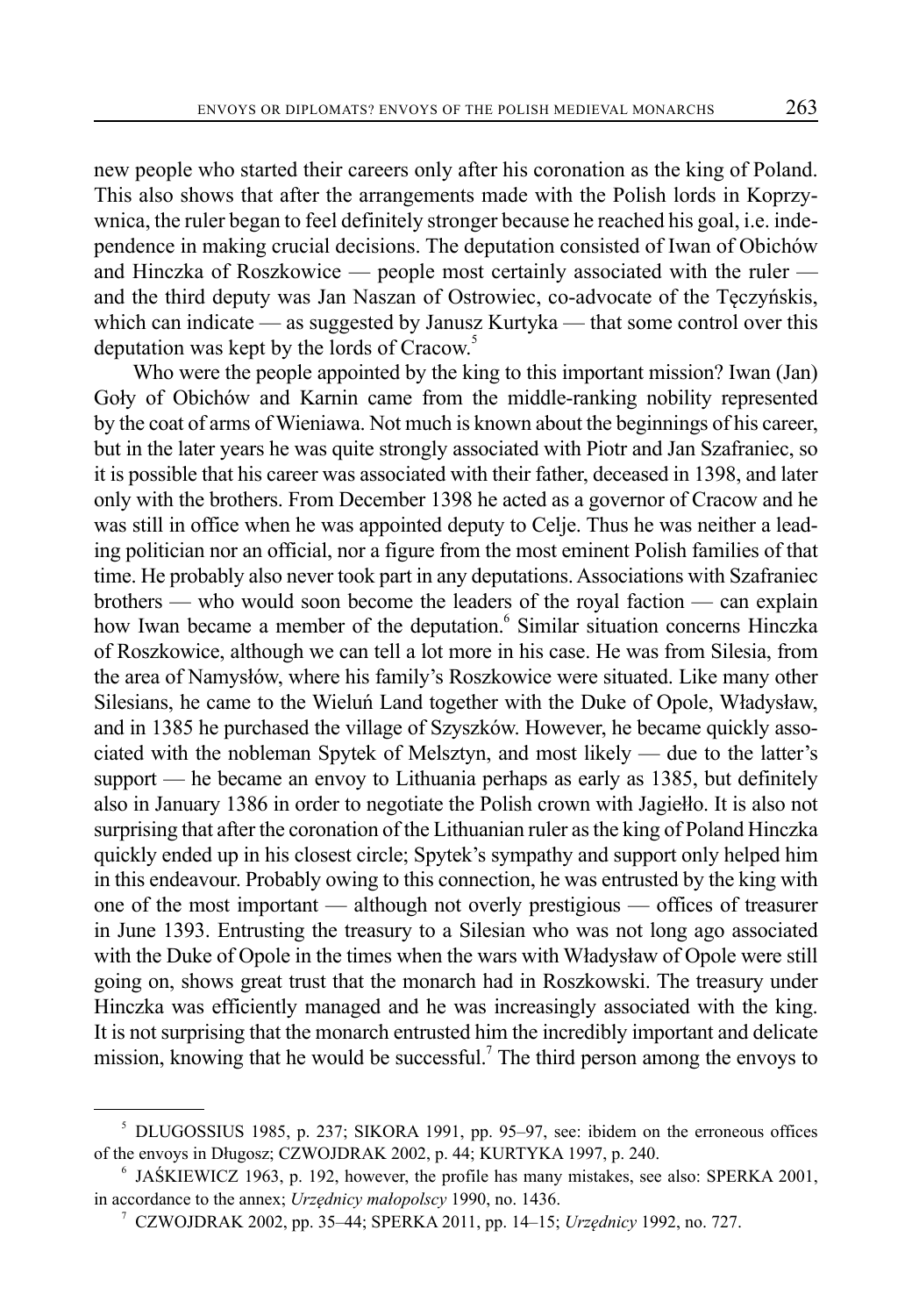new people who started their careers only after his coronation as the king of Poland. This also shows that after the arrangements made with the Polish lords in Koprzywnica, the ruler began to feel definitely stronger because he reached his goal, i.e. independence in making crucial decisions. The deputation consisted of Iwan of Obichów and Hinczka of Roszkowice — people most certainly associated with the ruler — and the third deputy was Jan Naszan of Ostrowiec, co-advocate of the Tęczyńskis, which can indicate — as suggested by Janusz Kurtyka — that some control over this deputation was kept by the lords of Cracow.[5]

Who were the people appointed by the king to this important mission? Iwan (Jan) Goły of Obichów and Karnin came from the middle-ranking nobility represented by the coat of arms of Wieniawa. Not much is known about the beginnings of his career, but in the later years he was quite strongly associated with Piotr and Jan Szafraniec, so it is possible that his career was associated with their father, deceased in 1398, and later only with the brothers. From December 1398 he acted as a governor of Cracow and he was still in office when he was appointed deputy to Celje. Thus he was neither a leading politician nor an official, nor a figure from the most eminent Polish families of that time. He probably also never took part in any deputations. Associations with Szafraniec brothers — who would soon become the leaders of the royal faction — can explain how Iwan became a member of the deputation.[6] Similar situation concerns Hinczka of Roszkowice, although we can tell a lot more in his case. He was from Silesia, from the area of Namysłów, where his family's Roszkowice were situated. Like many other Silesians, he came to the Wieluń Land together with the Duke of Opole, Władysław, and in 1385 he purchased the village of Szyszków. However, he became quickly associated with the nobleman Spytek of Melsztyn, and most likely — due to the latter's support — he became an envoy to Lithuania perhaps as early as 1385, but definitely also in January 1386 in order to negotiate the Polish crown with Jagiełło. It is also not surprising that after the coronation of the Lithuanian ruler as the king of Poland Hinczka quickly ended up in his closest circle; Spytek's sympathy and support only helped him in this endeavour. Probably owing to this connection, he was entrusted by the king with one of the most important — although not overly prestigious — offices of treasurer in June 1393. Entrusting the treasury to a Silesian who was not long ago associated with the Duke of Opole in the times when the wars with Władysław of Opole were still going on, shows great trust that the monarch had in Roszkowski. The treasury under Hinczka was efficiently managed and he was increasingly associated with the king. It is not surprising that the monarch entrusted him the incredibly important and delicate mission, knowing that he would be successful.[7] The third person among the envoys to

[5] DLUGOSSIUS 1985, p. 237; SIKORA 1991, pp. 95–97, see: ibidem on the erroneous offices of the envoys in Długosz; CZWOJDRAK 2002, p. 44; KURTYKA 1997, p. 240.

[6] JAŚKIEWICZ 1963, p. 192, however, the profile has many mistakes, see also: SPERKA 2001, in accordance to the annex; *Urzędnicy małopolscy* 1990, no. 1436.

[7] CZWOJDRAK 2002, pp. 35–44; SPERKA 2011, pp. 14–15; *Urzędnicy* 1992, no. 727.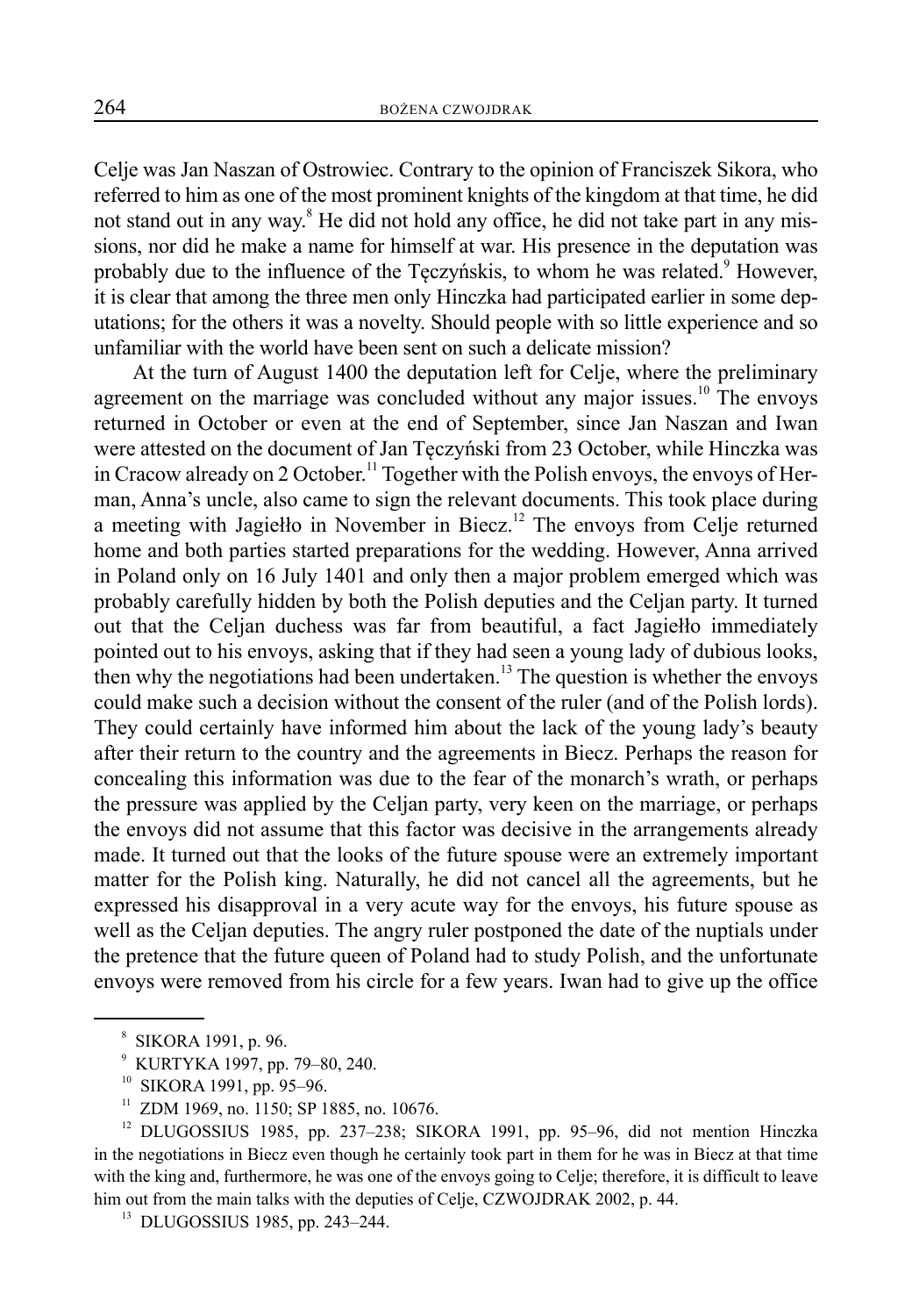Celje was Jan Naszan of Ostrowiec. Contrary to the opinion of Franciszek Sikora, who referred to him as one of the most prominent knights of the kingdom at that time, he did not stand out in any way.[8] He did not hold any office, he did not take part in any missions, nor did he make a name for himself at war. His presence in the deputation was probably due to the influence of the Tęczyńskis, to whom he was related.[9] However, it is clear that among the three men only Hinczka had participated earlier in some deputations; for the others it was a novelty. Should people with so little experience and so unfamiliar with the world have been sent on such a delicate mission?

At the turn of August 1400 the deputation left for Celje, where the preliminary agreement on the marriage was concluded without any major issues.[10] The envoys returned in October or even at the end of September, since Jan Naszan and Iwan were attested on the document of Jan Tęczyński from 23 October, while Hinczka was in Cracow already on 2 October.[11] Together with the Polish envoys, the envoys of Herman, Anna's uncle, also came to sign the relevant documents. This took place during a meeting with Jagiełło in November in Biecz.[12] The envoys from Celje returned home and both parties started preparations for the wedding. However, Anna arrived in Poland only on 16 July 1401 and only then a major problem emerged which was probably carefully hidden by both the Polish deputies and the Celjan party. It turned out that the Celjan duchess was far from beautiful, a fact Jagiełło immediately pointed out to his envoys, asking that if they had seen a young lady of dubious looks, then why the negotiations had been undertaken.[13] The question is whether the envoys could make such a decision without the consent of the ruler (and of the Polish lords). They could certainly have informed him about the lack of the young lady's beauty after their return to the country and the agreements in Biecz. Perhaps the reason for concealing this information was due to the fear of the monarch's wrath, or perhaps the pressure was applied by the Celjan party, very keen on the marriage, or perhaps the envoys did not assume that this factor was decisive in the arrangements already made. It turned out that the looks of the future spouse were an extremely important matter for the Polish king. Naturally, he did not cancel all the agreements, but he expressed his disapproval in a very acute way for the envoys, his future spouse as well as the Celjan deputies. The angry ruler postponed the date of the nuptials under the pretence that the future queen of Poland had to study Polish, and the unfortunate envoys were removed from his circle for a few years. Iwan had to give up the office

---

[8] SIKORA 1991, p. 96.

[9] KURTYKA 1997, pp. 79–80, 240.

[10] SIKORA 1991, pp. 95–96.

[11] ZDM 1969, no. 1150; SP 1885, no. 10676.

[12] DLUGOSSIUS 1985, pp. 237–238; SIKORA 1991, pp. 95–96, did not mention Hinczka in the negotiations in Biecz even though he certainly took part in them for he was in Biecz at that time with the king and, furthermore, he was one of the envoys going to Celje; therefore, it is difficult to leave him out from the main talks with the deputies of Celje, CZWOJDRAK 2002, p. 44.

[13] DLUGOSSIUS 1985, pp. 243–244.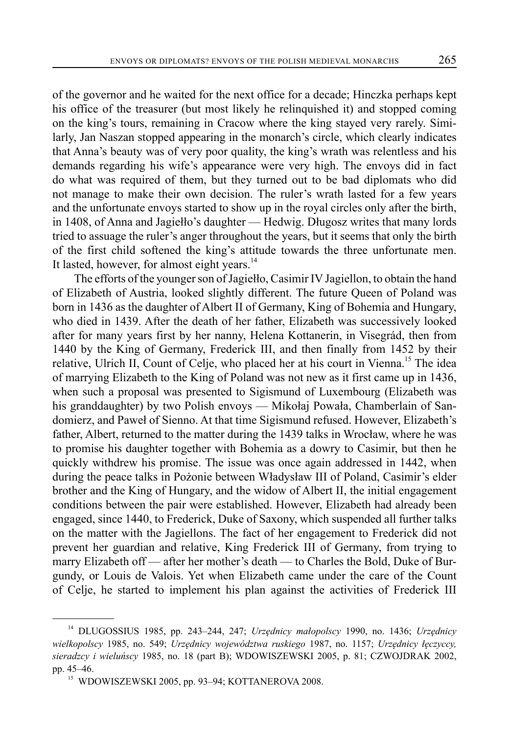of the governor and he waited for the next office for a decade; Hinczka perhaps kept his office of the treasurer (but most likely he relinquished it) and stopped coming on the king's tours, remaining in Cracow where the king stayed very rarely. Similarly, Jan Naszan stopped appearing in the monarch's circle, which clearly indicates that Anna's beauty was of very poor quality, the king's wrath was relentless and his demands regarding his wife's appearance were very high. The envoys did in fact do what was required of them, but they turned out to be bad diplomats who did not manage to make their own decision. The ruler's wrath lasted for a few years and the unfortunate envoys started to show up in the royal circles only after the birth, in 1408, of Anna and Jagiełło's daughter — Hedwig. Długosz writes that many lords tried to assuage the ruler's anger throughout the years, but it seems that only the birth of the first child softened the king's attitude towards the three unfortunate men. It lasted, however, for almost eight years.[14]

The efforts of the younger son of Jagiełło, Casimir IV Jagiellon, to obtain the hand of Elizabeth of Austria, looked slightly different. The future Queen of Poland was born in 1436 as the daughter of Albert II of Germany, King of Bohemia and Hungary, who died in 1439. After the death of her father, Elizabeth was successively looked after for many years first by her nanny, Helena Kottanerin, in Visegrád, then from 1440 by the King of Germany, Frederick III, and then finally from 1452 by their relative, Ulrich II, Count of Celje, who placed her at his court in Vienna.[15] The idea of marrying Elizabeth to the King of Poland was not new as it first came up in 1436, when such a proposal was presented to Sigismund of Luxembourg (Elizabeth was his granddaughter) by two Polish envoys — Mikołaj Powała, Chamberlain of Sandomierz, and Paweł of Sienno. At that time Sigismund refused. However, Elizabeth's father, Albert, returned to the matter during the 1439 talks in Wrocław, where he was to promise his daughter together with Bohemia as a dowry to Casimir, but then he quickly withdrew his promise. The issue was once again addressed in 1442, when during the peace talks in Pożonie between Władysław III of Poland, Casimir's elder brother and the King of Hungary, and the widow of Albert II, the initial engagement conditions between the pair were established. However, Elizabeth had already been engaged, since 1440, to Frederick, Duke of Saxony, which suspended all further talks on the matter with the Jagiellons. The fact of her engagement to Frederick did not prevent her guardian and relative, King Frederick III of Germany, from trying to marry Elizabeth off — after her mother's death — to Charles the Bold, Duke of Burgundy, or Louis de Valois. Yet when Elizabeth came under the care of the Count of Celje, he started to implement his plan against the activities of Frederick III

---

[14] DLUGOSSIUS 1985, pp. 243–244, 247; *Urzędnicy małopolscy* 1990, no. 1436; *Urzędnicy wielkopolscy* 1985, no. 549; *Urzędnicy województwa ruskiego* 1987, no. 1157; *Urzędnicy łęczyccy, sieradzcy i wieluńscy* 1985, no. 18 (part B); WDOWISZEWSKI 2005, p. 81; CZWOJDRAK 2002, pp. 45–46.

[15] WDOWISZEWSKI 2005, pp. 93–94; KOTTANEROVA 2008.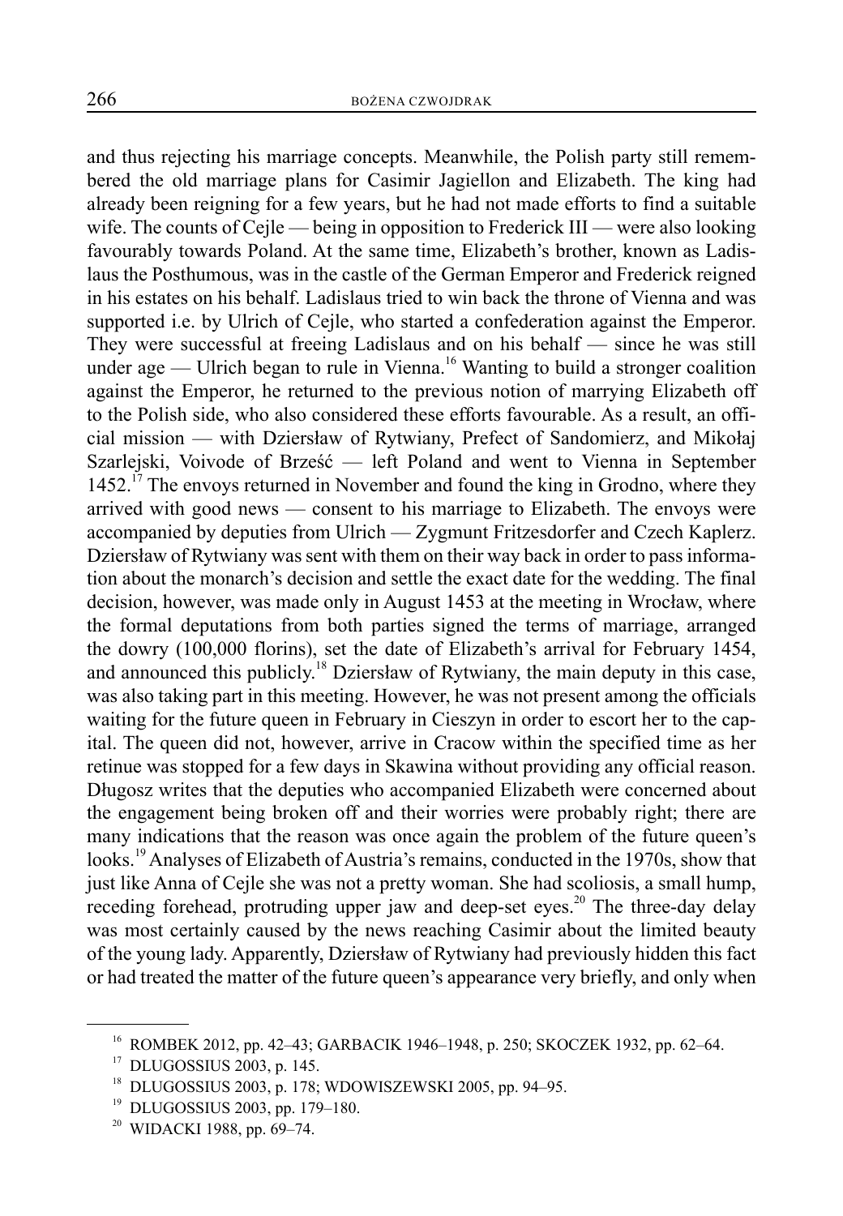and thus rejecting his marriage concepts. Meanwhile, the Polish party still remembered the old marriage plans for Casimir Jagiellon and Elizabeth. The king had already been reigning for a few years, but he had not made efforts to find a suitable wife. The counts of Cejle — being in opposition to Frederick III — were also looking favourably towards Poland. At the same time, Elizabeth's brother, known as Ladislaus the Posthumous, was in the castle of the German Emperor and Frederick reigned in his estates on his behalf. Ladislaus tried to win back the throne of Vienna and was supported i.e. by Ulrich of Cejle, who started a confederation against the Emperor. They were successful at freeing Ladislaus and on his behalf — since he was still under age — Ulrich began to rule in Vienna.[16] Wanting to build a stronger coalition against the Emperor, he returned to the previous notion of marrying Elizabeth off to the Polish side, who also considered these efforts favourable. As a result, an official mission — with Dziersław of Rytwiany, Prefect of Sandomierz, and Mikołaj Szarlejski, Voivode of Brześć — left Poland and went to Vienna in September 1452.[17] The envoys returned in November and found the king in Grodno, where they arrived with good news — consent to his marriage to Elizabeth. The envoys were accompanied by deputies from Ulrich — Zygmunt Fritzesdorfer and Czech Kaplerz. Dziersław of Rytwiany was sent with them on their way back in order to pass information about the monarch's decision and settle the exact date for the wedding. The final decision, however, was made only in August 1453 at the meeting in Wrocław, where the formal deputations from both parties signed the terms of marriage, arranged the dowry (100,000 florins), set the date of Elizabeth's arrival for February 1454, and announced this publicly.[18] Dziersław of Rytwiany, the main deputy in this case, was also taking part in this meeting. However, he was not present among the officials waiting for the future queen in February in Cieszyn in order to escort her to the capital. The queen did not, however, arrive in Cracow within the specified time as her retinue was stopped for a few days in Skawina without providing any official reason. Długosz writes that the deputies who accompanied Elizabeth were concerned about the engagement being broken off and their worries were probably right; there are many indications that the reason was once again the problem of the future queen's looks.[19] Analyses of Elizabeth of Austria's remains, conducted in the 1970s, show that just like Anna of Cejle she was not a pretty woman. She had scoliosis, a small hump, receding forehead, protruding upper jaw and deep-set eyes.[20] The three-day delay was most certainly caused by the news reaching Casimir about the limited beauty of the young lady. Apparently, Dziersław of Rytwiany had previously hidden this fact or had treated the matter of the future queen's appearance very briefly, and only when

---

[16] ROMBEK 2012, pp. 42–43; GARBACIK 1946–1948, p. 250; SKOCZEK 1932, pp. 62–64.

[17] DLUGOSSIUS 2003, p. 145.

[18] DLUGOSSIUS 2003, p. 178; WDOWISZEWSKI 2005, pp. 94–95.

[19] DLUGOSSIUS 2003, pp. 179–180.

[20] WIDACKI 1988, pp. 69–74.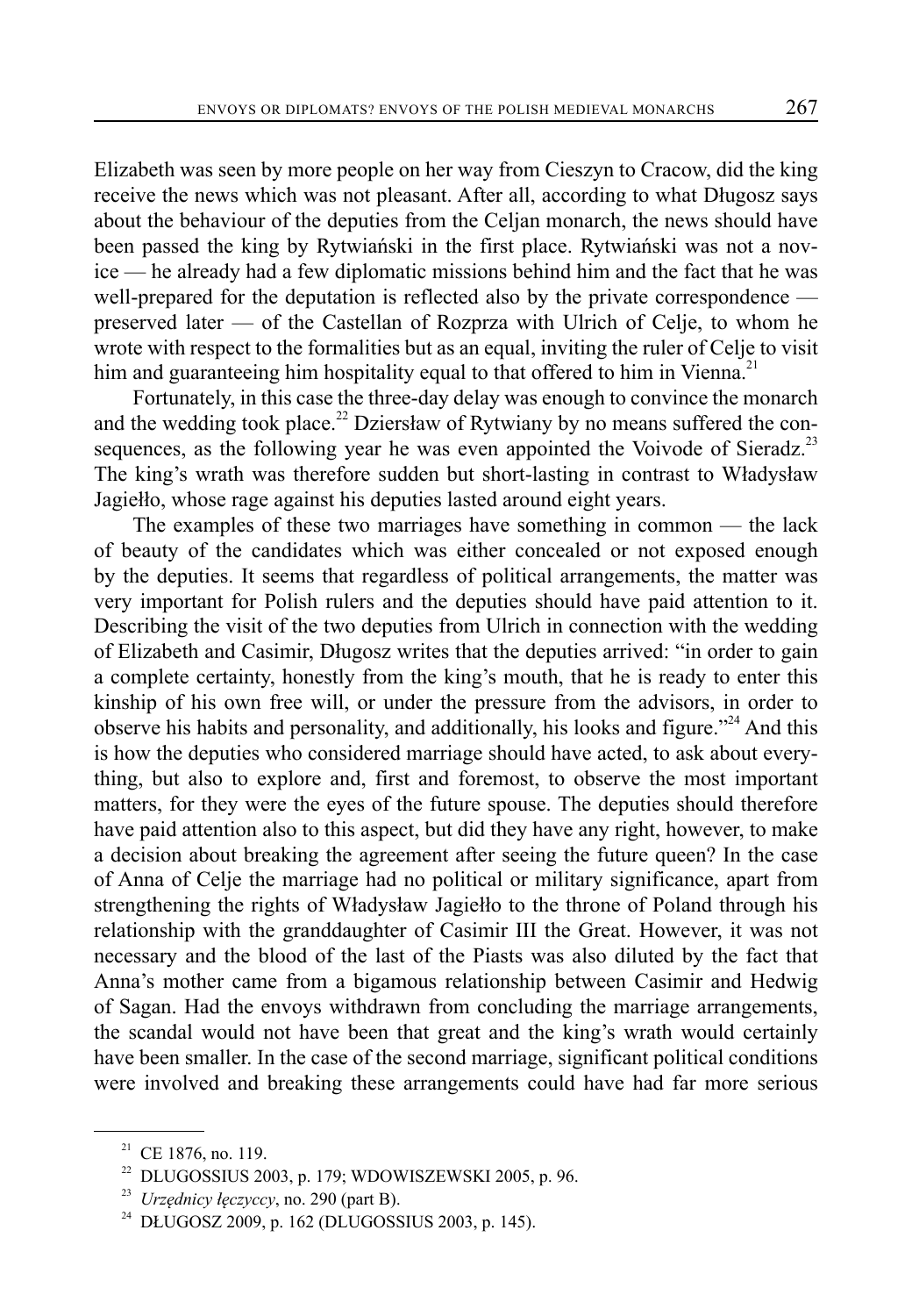Elizabeth was seen by more people on her way from Cieszyn to Cracow, did the king receive the news which was not pleasant. After all, according to what Długosz says about the behaviour of the deputies from the Celjan monarch, the news should have been passed the king by Rytwiański in the first place. Rytwiański was not a novice — he already had a few diplomatic missions behind him and the fact that he was well-prepared for the deputation is reflected also by the private correspondence — preserved later — of the Castellan of Rozprza with Ulrich of Celje, to whom he wrote with respect to the formalities but as an equal, inviting the ruler of Celje to visit him and guaranteeing him hospitality equal to that offered to him in Vienna.[21]

Fortunately, in this case the three-day delay was enough to convince the monarch and the wedding took place.[22] Dziersław of Rytwiany by no means suffered the consequences, as the following year he was even appointed the Voivode of Sieradz.[23] The king's wrath was therefore sudden but short-lasting in contrast to Władysław Jagiełło, whose rage against his deputies lasted around eight years.

The examples of these two marriages have something in common — the lack of beauty of the candidates which was either concealed or not exposed enough by the deputies. It seems that regardless of political arrangements, the matter was very important for Polish rulers and the deputies should have paid attention to it. Describing the visit of the two deputies from Ulrich in connection with the wedding of Elizabeth and Casimir, Długosz writes that the deputies arrived: "in order to gain a complete certainty, honestly from the king's mouth, that he is ready to enter this kinship of his own free will, or under the pressure from the advisors, in order to observe his habits and personality, and additionally, his looks and figure."[24] And this is how the deputies who considered marriage should have acted, to ask about everything, but also to explore and, first and foremost, to observe the most important matters, for they were the eyes of the future spouse. The deputies should therefore have paid attention also to this aspect, but did they have any right, however, to make a decision about breaking the agreement after seeing the future queen? In the case of Anna of Celje the marriage had no political or military significance, apart from strengthening the rights of Władysław Jagiełło to the throne of Poland through his relationship with the granddaughter of Casimir III the Great. However, it was not necessary and the blood of the last of the Piasts was also diluted by the fact that Anna's mother came from a bigamous relationship between Casimir and Hedwig of Sagan. Had the envoys withdrawn from concluding the marriage arrangements, the scandal would not have been that great and the king's wrath would certainly have been smaller. In the case of the second marriage, significant political conditions were involved and breaking these arrangements could have had far more serious

---

[21] CE 1876, no. 119.

[22] DLUGOSSIUS 2003, p. 179; WDOWISZEWSKI 2005, p. 96.

[23] *Urzędnicy łęczyccy*, no. 290 (part B).

[24] DŁUGOSZ 2009, p. 162 (DLUGOSSIUS 2003, p. 145).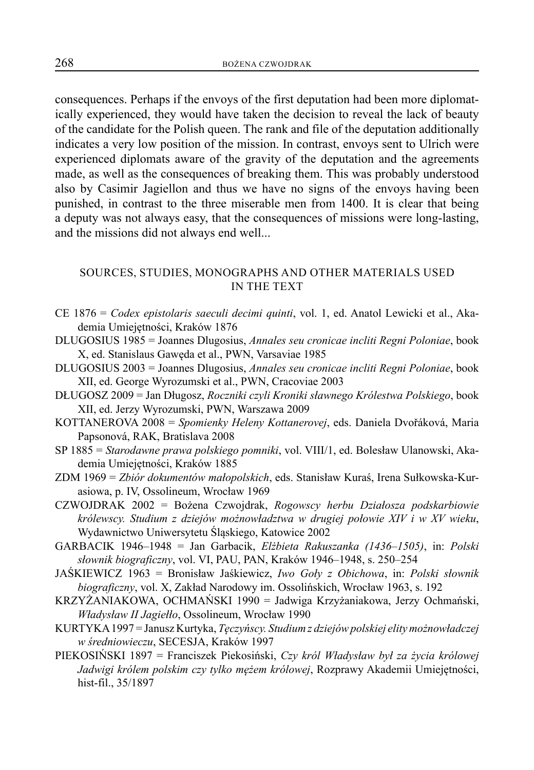consequences. Perhaps if the envoys of the first deputation had been more diplomatically experienced, they would have taken the decision to reveal the lack of beauty of the candidate for the Polish queen. The rank and file of the deputation additionally indicates a very low position of the mission. In contrast, envoys sent to Ulrich were experienced diplomats aware of the gravity of the deputation and the agreements made, as well as the consequences of breaking them. This was probably understood also by Casimir Jagiellon and thus we have no signs of the envoys having been punished, in contrast to the three miserable men from 1400. It is clear that being a deputy was not always easy, that the consequences of missions were long-lasting, and the missions did not always end well...

## SOURCES, STUDIES, MONOGRAPHS AND OTHER MATERIALS USED IN THE TEXT

CE 1876 = *Codex epistolaris saeculi decimi quinti*, vol. 1, ed. Anatol Lewicki et al., Akademia Umiejętności, Kraków 1876

DLUGOSIUS 1985 = Joannes Dlugosius, *Annales seu cronicae incliti Regni Poloniae*, book X, ed. Stanislaus Gawęda et al., PWN, Varsaviae 1985

DLUGOSIUS 2003 = Joannes Dlugosius, *Annales seu cronicae incliti Regni Poloniae*, book XII, ed. George Wyrozumski et al., PWN, Cracoviae 2003

DŁUGOSZ 2009 = Jan Długosz, *Roczniki czyli Kroniki sławnego Królestwa Polskiego*, book XII, ed. Jerzy Wyrozumski, PWN, Warszawa 2009

KOTTANEROVA 2008 = *Spomienky Heleny Kottanerovej*, eds. Daniela Dvořáková, Maria Papsonová, RAK, Bratislava 2008

SP 1885 = *Starodawne prawa polskiego pomniki*, vol. VIII/1, ed. Bolesław Ulanowski, Akademia Umiejętności, Kraków 1885

ZDM 1969 = *Zbiór dokumentów małopolskich*, eds. Stanisław Kuraś, Irena Sułkowska-Kurasiowa, p. IV, Ossolineum, Wrocław 1969

CZWOJDRAK 2002 = Bożena Czwojdrak, *Rogowscy herbu Działosza podskarbiowie królewscy. Studium z dziejów możnowładztwa w drugiej połowie XIV i w XV wieku*, Wydawnictwo Uniwersytetu Śląskiego, Katowice 2002

GARBACIK 1946–1948 = Jan Garbacik, *Elżbieta Rakuszanka (1436–1505)*, in: *Polski słownik biograficzny*, vol. VI, PAU, PAN, Kraków 1946–1948, s. 250–254

JAŚKIEWICZ 1963 = Bronisław Jaśkiewicz, *Iwo Goły z Obichowa*, in: *Polski słownik biograficzny*, vol. X, Zakład Narodowy im. Ossolińskich, Wrocław 1963, s. 192

KRZYŻANIAKOWA, OCHMAŃSKI 1990 = Jadwiga Krzyżaniakowa, Jerzy Ochmański, *Władysław II Jagiełło*, Ossolineum, Wrocław 1990

KURTYKA 1997 = Janusz Kurtyka, *Tęczyńscy. Studium z dziejów polskiej elity możnowładczej w średniowieczu*, SECESJA, Kraków 1997

PIEKOSIŃSKI 1897 = Franciszek Piekosiński, *Czy król Władysław był za życia królowej Jadwigi królem polskim czy tylko mężem królowej*, Rozprawy Akademii Umiejętności, hist-fil., 35/1897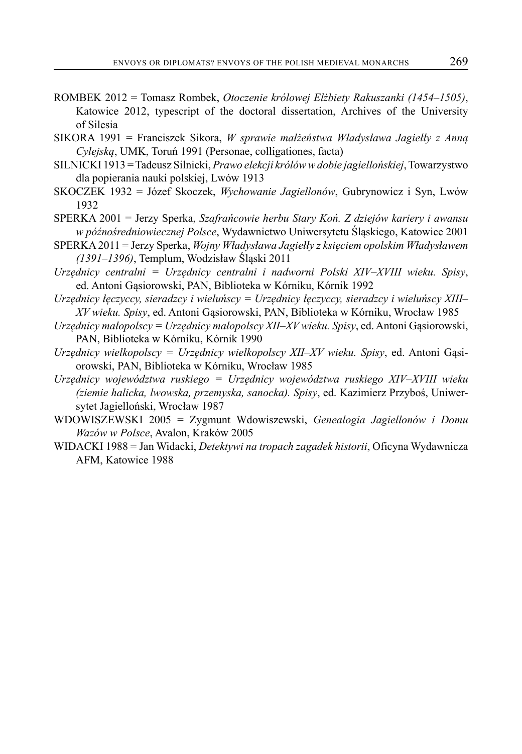ROMBEK 2012 = Tomasz Rombek, *Otoczenie królowej Elżbiety Rakuszanki (1454–1505)*, Katowice 2012, typescript of the doctoral dissertation, Archives of the University of Silesia

SIKORA 1991 = Franciszek Sikora, *W sprawie małżeństwa Władysława Jagiełły z Anną Cylejską*, UMK, Toruń 1991 (Personae, colligationes, facta)

SILNICKI 1913 = Tadeusz Silnicki, *Prawo elekcji królów w dobie jagiellońskiej*, Towarzystwo dla popierania nauki polskiej, Lwów 1913

SKOCZEK 1932 = Józef Skoczek, *Wychowanie Jagiellonów*, Gubrynowicz i Syn, Lwów 1932

SPERKA 2001 = Jerzy Sperka, *Szafrańcowie herbu Stary Koń. Z dziejów kariery i awansu w późnośredniowiecznej Polsce*, Wydawnictwo Uniwersytetu Śląskiego, Katowice 2001

SPERKA 2011 = Jerzy Sperka, *Wojny Władysława Jagiełły z księciem opolskim Władysławem (1391–1396)*, Templum, Wodzisław Śląski 2011

*Urzędnicy centralni = Urzędnicy centralni i nadworni Polski XIV–XVIII wieku. Spisy*, ed. Antoni Gąsiorowski, PAN, Biblioteka w Kórniku, Kórnik 1992

*Urzędnicy łęczyccy, sieradzcy i wieluńscy = Urzędnicy łęczyccy, sieradzcy i wieluńscy XIII–XV wieku. Spisy*, ed. Antoni Gąsiorowski, PAN, Biblioteka w Kórniku, Wrocław 1985

*Urzędnicy małopolscy = Urzędnicy małopolscy XII–XV wieku. Spisy*, ed. Antoni Gąsiorowski, PAN, Biblioteka w Kórniku, Kórnik 1990

*Urzędnicy wielkopolscy = Urzędnicy wielkopolscy XII–XV wieku. Spisy*, ed. Antoni Gąsiorowski, PAN, Biblioteka w Kórniku, Wrocław 1985

*Urzędnicy województwa ruskiego = Urzędnicy województwa ruskiego XIV–XVIII wieku (ziemie halicka, lwowska, przemyska, sanocka). Spisy*, ed. Kazimierz Przyboś, Uniwersytet Jagielloński, Wrocław 1987

WDOWISZEWSKI 2005 = Zygmunt Wdowiszewski, *Genealogia Jagiellonów i Domu Wazów w Polsce*, Avalon, Kraków 2005

WIDACKI 1988 = Jan Widacki, *Detektywi na tropach zagadek historii*, Oficyna Wydawnicza AFM, Katowice 1988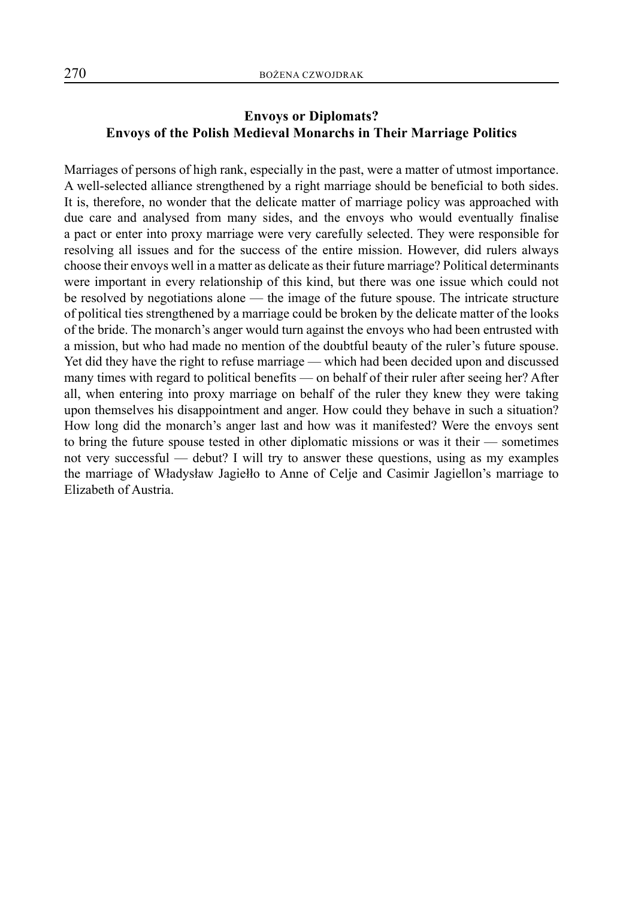## Envoys or Diplomats?
## Envoys of the Polish Medieval Monarchs in Their Marriage Politics

Marriages of persons of high rank, especially in the past, were a matter of utmost importance. A well-selected alliance strengthened by a right marriage should be beneficial to both sides. It is, therefore, no wonder that the delicate matter of marriage policy was approached with due care and analysed from many sides, and the envoys who would eventually finalise a pact or enter into proxy marriage were very carefully selected. They were responsible for resolving all issues and for the success of the entire mission. However, did rulers always choose their envoys well in a matter as delicate as their future marriage? Political determinants were important in every relationship of this kind, but there was one issue which could not be resolved by negotiations alone — the image of the future spouse. The intricate structure of political ties strengthened by a marriage could be broken by the delicate matter of the looks of the bride. The monarch's anger would turn against the envoys who had been entrusted with a mission, but who had made no mention of the doubtful beauty of the ruler's future spouse. Yet did they have the right to refuse marriage — which had been decided upon and discussed many times with regard to political benefits — on behalf of their ruler after seeing her? After all, when entering into proxy marriage on behalf of the ruler they knew they were taking upon themselves his disappointment and anger. How could they behave in such a situation? How long did the monarch's anger last and how was it manifested? Were the envoys sent to bring the future spouse tested in other diplomatic missions or was it their — sometimes not very successful — debut? I will try to answer these questions, using as my examples the marriage of Władysław Jagiełło to Anne of Celje and Casimir Jagiellon's marriage to Elizabeth of Austria.